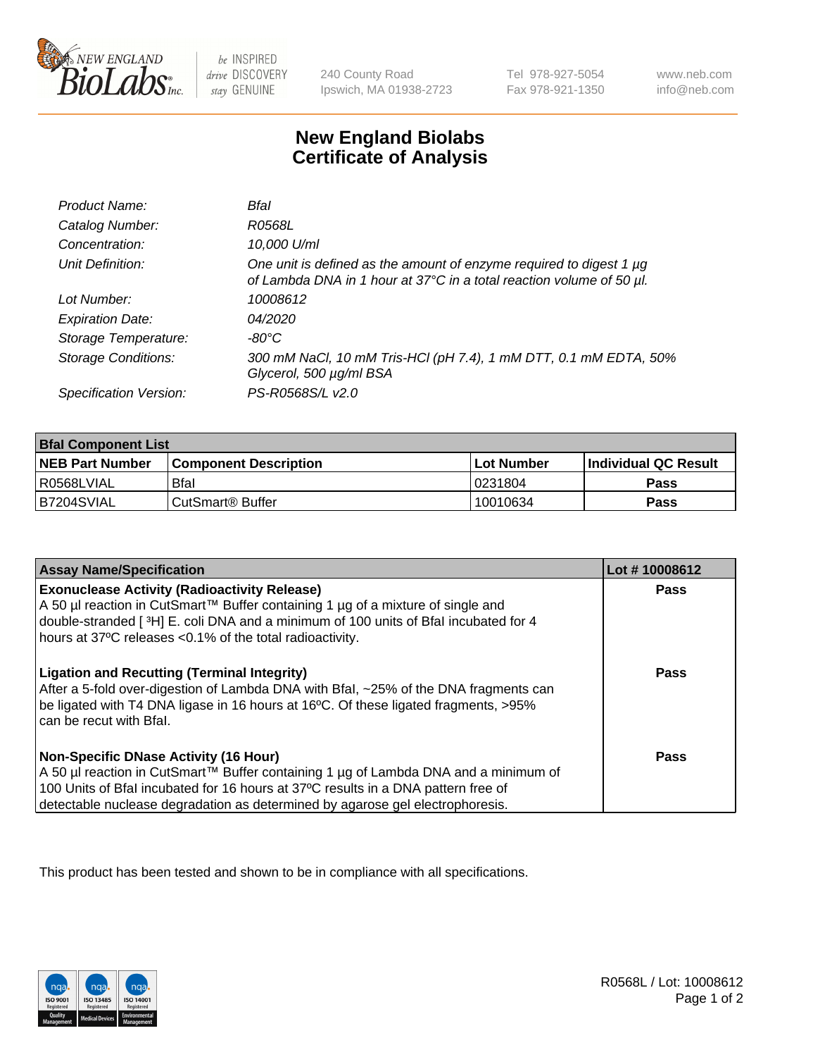# New England Biolabs
# Certificate of Analysis

| | |
|---|---|
| *Product Name:* | *BfaI* |
| *Catalog Number:* | *R0568L* |
| *Concentration:* | *10,000 U/ml* |
| *Unit Definition:* | *One unit is defined as the amount of enzyme required to digest 1 µg of Lambda DNA in 1 hour at 37°C in a total reaction volume of 50 µl.* |
| *Lot Number:* | *10008612* |
| *Expiration Date:* | *04/2020* |
| *Storage Temperature:* | *-80°C* |
| *Storage Conditions:* | *300 mM NaCl, 10 mM Tris-HCl (pH 7.4), 1 mM DTT, 0.1 mM EDTA, 50% Glycerol, 500 µg/ml BSA* |
| *Specification Version:* | *PS-R0568S/L v2.0* |

| BfaI Component List | | | |
|---|---|---|---|
| **NEB Part Number** | **Component Description** | **Lot Number** | **Individual QC Result** |
| R0568LVIAL | BfaI | 0231804 | **Pass** |
| B7204SVIAL | CutSmart® Buffer | 10010634 | **Pass** |

| Assay Name/Specification | Lot # 10008612 |
|---|---|
| **Exonuclease Activity (Radioactivity Release)**<br>A 50 µl reaction in CutSmart™ Buffer containing 1 µg of a mixture of single and double-stranded [ $^3$H] E. coli DNA and a minimum of 100 units of BfaI incubated for 4 hours at 37ºC releases <0.1% of the total radioactivity. | **Pass** |
| **Ligation and Recutting (Terminal Integrity)**<br>After a 5-fold over-digestion of Lambda DNA with BfaI, ~25% of the DNA fragments can be ligated with T4 DNA ligase in 16 hours at 16ºC. Of these ligated fragments, >95% can be recut with BfaI. | **Pass** |
| **Non-Specific DNase Activity (16 Hour)**<br>A 50 µl reaction in CutSmart™ Buffer containing 1 µg of Lambda DNA and a minimum of 100 Units of BfaI incubated for 16 hours at 37ºC results in a DNA pattern free of detectable nuclease degradation as determined by agarose gel electrophoresis. | **Pass** |

This product has been tested and shown to be in compliance with all specifications.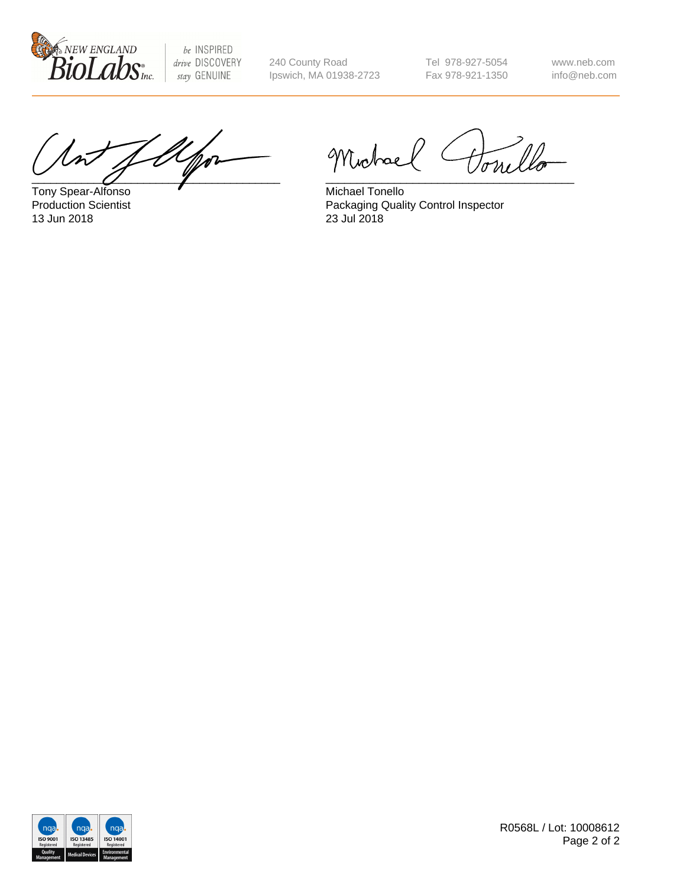NEW ENGLAND BioLabs Inc.

be INSPIRED
drive DISCOVERY
stay GENUINE

240 County Road
Ipswich, MA 01938-2723

Tel 978-927-5054
Fax 978-921-1350

www.neb.com
info@neb.com

Tony Spear-Alfonso
Production Scientist
13 Jun 2018

Michael Tonello
Packaging Quality Control Inspector
23 Jul 2018

R0568L / Lot: 10008612